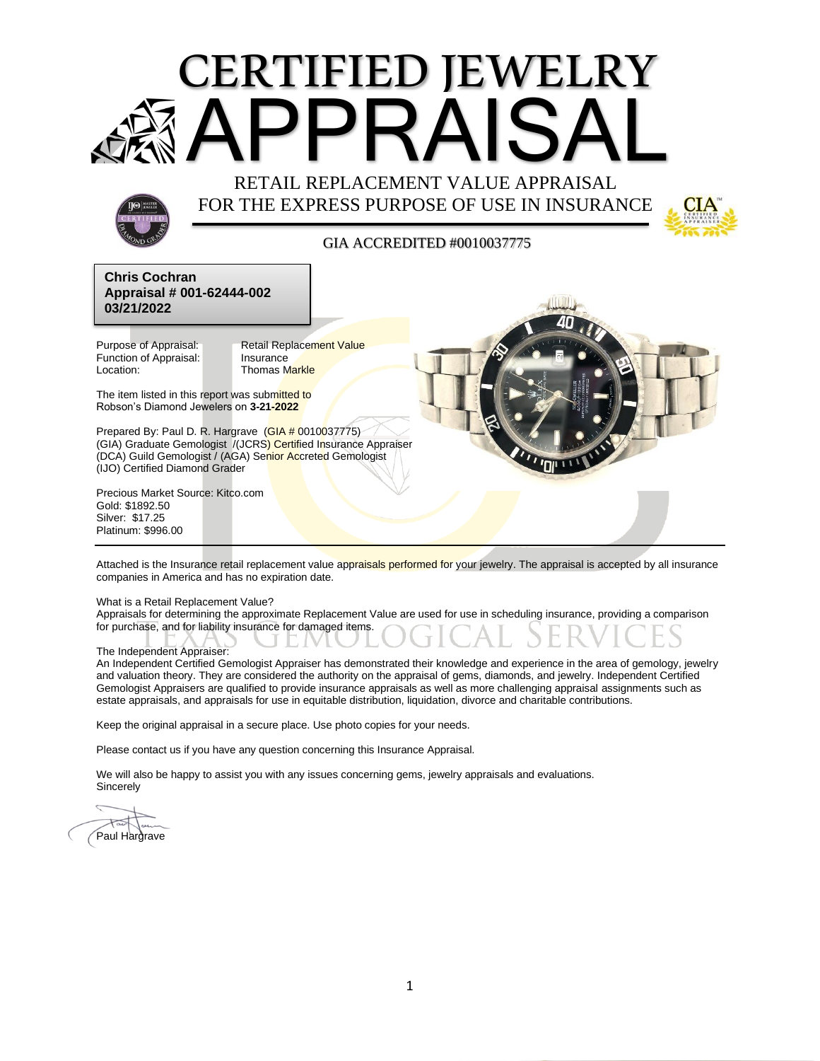# CERTIFIED JEWELRY APPRAISAL

RETAIL REPLACEMENT VALUE APPRAISAL
FOR THE EXPRESS PURPOSE OF USE IN INSURANCE

GIA ACCREDITED #0010037775

**Chris Cochran**
**Appraisal # 001-62444-002**
**03/21/2022**

Purpose of Appraisal: Retail Replacement Value
Function of Appraisal: Insurance
Location: Thomas Markle

The item listed in this report was submitted to Robson's Diamond Jewelers on **3-21-2022**

Prepared By: Paul D. R. Hargrave (GIA # 0010037775)
(GIA) Graduate Gemologist /(JCRS) Certified Insurance Appraiser
(DCA) Guild Gemologist / (AGA) Senior Accreted Gemologist
(IJO) Certified Diamond Grader

Precious Market Source: Kitco.com
Gold: $1892.50
Silver: $17.25
Platinum: $996.00

Attached is the Insurance retail replacement value appraisals performed for your jewelry. The appraisal is accepted by all insurance companies in America and has no expiration date.

What is a Retail Replacement Value?
Appraisals for determining the approximate Replacement Value are used for use in scheduling insurance, providing a comparison for purchase, and for liability insurance for damaged items.

The Independent Appraiser:
An Independent Certified Gemologist Appraiser has demonstrated their knowledge and experience in the area of gemology, jewelry and valuation theory. They are considered the authority on the appraisal of gems, diamonds, and jewelry. Independent Certified Gemologist Appraisers are qualified to provide insurance appraisals as well as more challenging appraisal assignments such as estate appraisals, and appraisals for use in equitable distribution, liquidation, divorce and charitable contributions.

Keep the original appraisal in a secure place. Use photo copies for your needs.

Please contact us if you have any question concerning this Insurance Appraisal.

We will also be happy to assist you with any issues concerning gems, jewelry appraisals and evaluations.
Sincerely

Paul Hargrave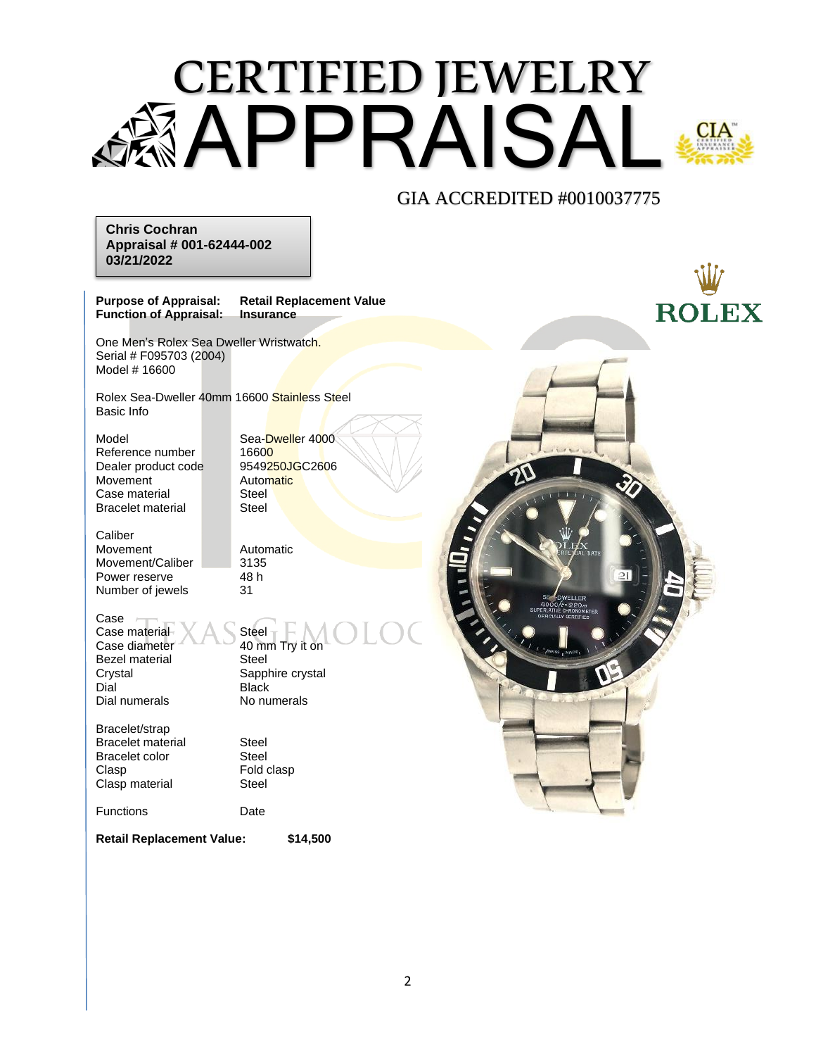# CERTIFIED JEWELRY APPRAISAL

GIA ACCREDITED #0010037775

**Chris Cochran**
**Appraisal # 001-62444-002**
**03/21/2022**

**Purpose of Appraisal:** **Retail Replacement Value**
**Function of Appraisal:** **Insurance**

ROLEX

One Men's Rolex Sea Dweller Wristwatch.
Serial # F095703 (2004)
Model # 16600

Rolex Sea-Dweller 40mm 16600 Stainless Steel
Basic Info

| | |
|---|---|
| Model | Sea-Dweller 4000 |
| Reference number | 16600 |
| Dealer product code | 9549250JGC2606 |
| Movement | Automatic |
| Case material | Steel |
| Bracelet material | Steel |

Caliber

| | |
|---|---|
| Movement | Automatic |
| Movement/Caliber | 3135 |
| Power reserve | 48 h |
| Number of jewels | 31 |

Case

| | |
|---|---|
| Case material | Steel |
| Case diameter | 40 mm Try it on |
| Bezel material | Steel |
| Crystal | Sapphire crystal |
| Dial | Black |
| Dial numerals | No numerals |

Bracelet/strap

| | |
|---|---|
| Bracelet material | Steel |
| Bracelet color | Steel |
| Clasp | Fold clasp |
| Clasp material | Steel |

| | |
|---|---|
| Functions | Date |

**Retail Replacement Value:** **$14,500**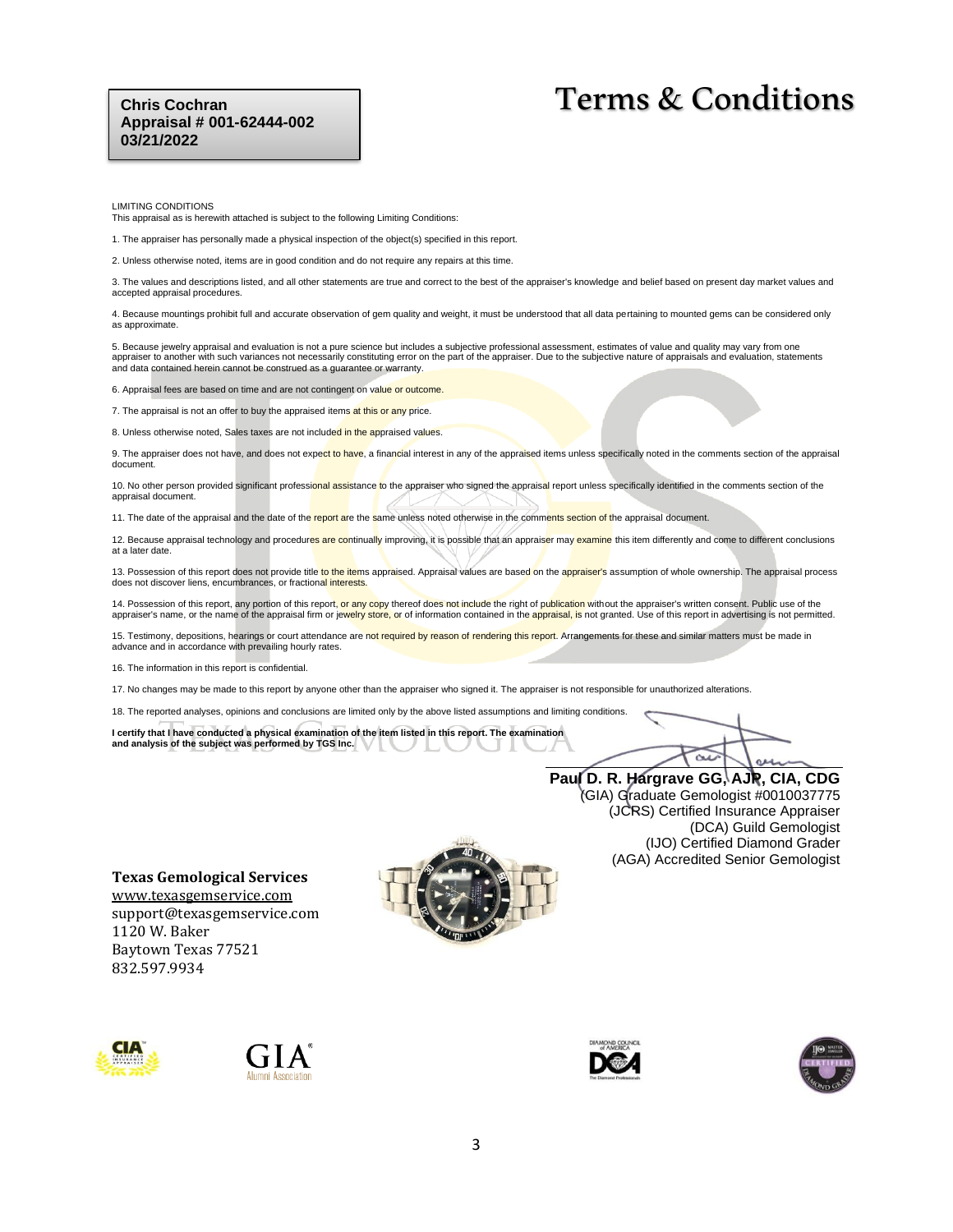**Chris Cochran**
**Appraisal # 001-62444-002**
**03/21/2022**

# Terms & Conditions

LIMITING CONDITIONS

This appraisal as is herewith attached is subject to the following Limiting Conditions:

1. The appraiser has personally made a physical inspection of the object(s) specified in this report.

2. Unless otherwise noted, items are in good condition and do not require any repairs at this time.

3. The values and descriptions listed, and all other statements are true and correct to the best of the appraiser's knowledge and belief based on present day market values and accepted appraisal procedures.

4. Because mountings prohibit full and accurate observation of gem quality and weight, it must be understood that all data pertaining to mounted gems can be considered only as approximate.

5. Because jewelry appraisal and evaluation is not a pure science but includes a subjective professional assessment, estimates of value and quality may vary from one appraiser to another with such variances not necessarily constituting error on the part of the appraiser. Due to the subjective nature of appraisals and evaluation, statements and data contained herein cannot be construed as a guarantee or warranty.

6. Appraisal fees are based on time and are not contingent on value or outcome.

7. The appraisal is not an offer to buy the appraised items at this or any price.

8. Unless otherwise noted, Sales taxes are not included in the appraised values.

9. The appraiser does not have, and does not expect to have, a financial interest in any of the appraised items unless specifically noted in the comments section of the appraisal document.

10. No other person provided significant professional assistance to the appraiser who signed the appraisal report unless specifically identified in the comments section of the appraisal document.

11. The date of the appraisal and the date of the report are the same unless noted otherwise in the comments section of the appraisal document.

12. Because appraisal technology and procedures are continually improving, it is possible that an appraiser may examine this item differently and come to different conclusions at a later date.

13. Possession of this report does not provide title to the items appraised. Appraisal values are based on the appraiser's assumption of whole ownership. The appraisal process does not discover liens, encumbrances, or fractional interests.

14. Possession of this report, any portion of this report, or any copy thereof does not include the right of publication without the appraiser's written consent. Public use of the appraiser's name, or the name of the appraisal firm or jewelry store, or of information contained in the appraisal, is not granted. Use of this report in advertising is not permitted.

15. Testimony, depositions, hearings or court attendance are not required by reason of rendering this report. Arrangements for these and similar matters must be made in advance and in accordance with prevailing hourly rates.

16. The information in this report is confidential.

17. No changes may be made to this report by anyone other than the appraiser who signed it. The appraiser is not responsible for unauthorized alterations.

18. The reported analyses, opinions and conclusions are limited only by the above listed assumptions and limiting conditions.

**I certify that I have conducted a physical examination of the item listed in this report. The examination and analysis of the subject was performed by TGS Inc.**

**Paul D. R. Hargrave GG, AJP, CIA, CDG**
(GIA) Graduate Gemologist #0010037775
(JCRS) Certified Insurance Appraiser
(DCA) Guild Gemologist
(IJO) Certified Diamond Grader
(AGA) Accredited Senior Gemologist

**Texas Gemological Services**
www.texasgemservice.com
support@texasgemservice.com
1120 W. Baker
Baytown Texas 77521
832.597.9934